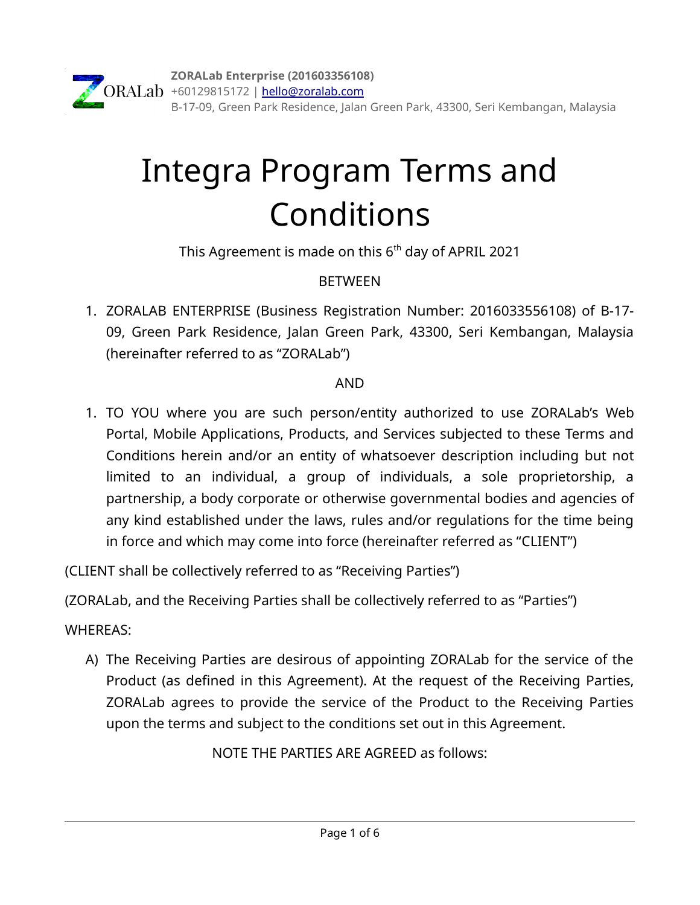**ZORALab Enterprise (201603356108)**
+60129815172 | hello@zoralab.com
B-17-09, Green Park Residence, Jalan Green Park, 43300, Seri Kembangan, Malaysia

# Integra Program Terms and Conditions

This Agreement is made on this 6th day of APRIL 2021

BETWEEN

1. ZORALAB ENTERPRISE (Business Registration Number: 2016033556108) of B-17-09, Green Park Residence, Jalan Green Park, 43300, Seri Kembangan, Malaysia (hereinafter referred to as "ZORALab")

AND

1. TO YOU where you are such person/entity authorized to use ZORALab's Web Portal, Mobile Applications, Products, and Services subjected to these Terms and Conditions herein and/or an entity of whatsoever description including but not limited to an individual, a group of individuals, a sole proprietorship, a partnership, a body corporate or otherwise governmental bodies and agencies of any kind established under the laws, rules and/or regulations for the time being in force and which may come into force (hereinafter referred as "CLIENT")

(CLIENT shall be collectively referred to as "Receiving Parties")

(ZORALab, and the Receiving Parties shall be collectively referred to as "Parties")

WHEREAS:

A) The Receiving Parties are desirous of appointing ZORALab for the service of the Product (as defined in this Agreement). At the request of the Receiving Parties, ZORALab agrees to provide the service of the Product to the Receiving Parties upon the terms and subject to the conditions set out in this Agreement.

NOTE THE PARTIES ARE AGREED as follows: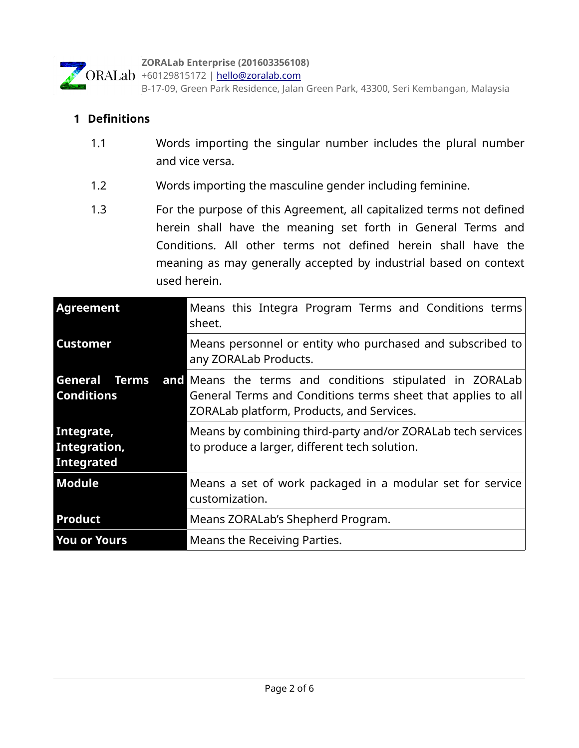## 1 Definitions

1.1 Words importing the singular number includes the plural number and vice versa.

1.2 Words importing the masculine gender including feminine.

1.3 For the purpose of this Agreement, all capitalized terms not defined herein shall have the meaning set forth in General Terms and Conditions. All other terms not defined herein shall have the meaning as may generally accepted by industrial based on context used herein.

| Term | Meaning |
|---|---|
| **Agreement** | Means this Integra Program Terms and Conditions terms sheet. |
| **Customer** | Means personnel or entity who purchased and subscribed to any ZORALab Products. |
| **General Terms and Conditions** | Means the terms and conditions stipulated in ZORALab General Terms and Conditions terms sheet that applies to all ZORALab platform, Products, and Services. |
| **Integrate, Integration, Integrated** | Means by combining third-party and/or ZORALab tech services to produce a larger, different tech solution. |
| **Module** | Means a set of work packaged in a modular set for service customization. |
| **Product** | Means ZORALab's Shepherd Program. |
| **You or Yours** | Means the Receiving Parties. |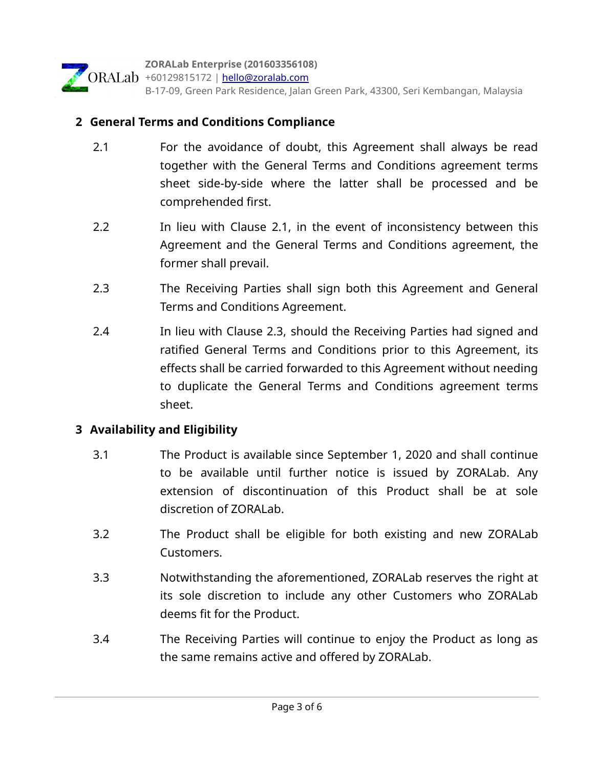## 2 General Terms and Conditions Compliance

2.1 For the avoidance of doubt, this Agreement shall always be read together with the General Terms and Conditions agreement terms sheet side-by-side where the latter shall be processed and be comprehended first.

2.2 In lieu with Clause 2.1, in the event of inconsistency between this Agreement and the General Terms and Conditions agreement, the former shall prevail.

2.3 The Receiving Parties shall sign both this Agreement and General Terms and Conditions Agreement.

2.4 In lieu with Clause 2.3, should the Receiving Parties had signed and ratified General Terms and Conditions prior to this Agreement, its effects shall be carried forwarded to this Agreement without needing to duplicate the General Terms and Conditions agreement terms sheet.

## 3 Availability and Eligibility

3.1 The Product is available since September 1, 2020 and shall continue to be available until further notice is issued by ZORALab. Any extension of discontinuation of this Product shall be at sole discretion of ZORALab.

3.2 The Product shall be eligible for both existing and new ZORALab Customers.

3.3 Notwithstanding the aforementioned, ZORALab reserves the right at its sole discretion to include any other Customers who ZORALab deems fit for the Product.

3.4 The Receiving Parties will continue to enjoy the Product as long as the same remains active and offered by ZORALab.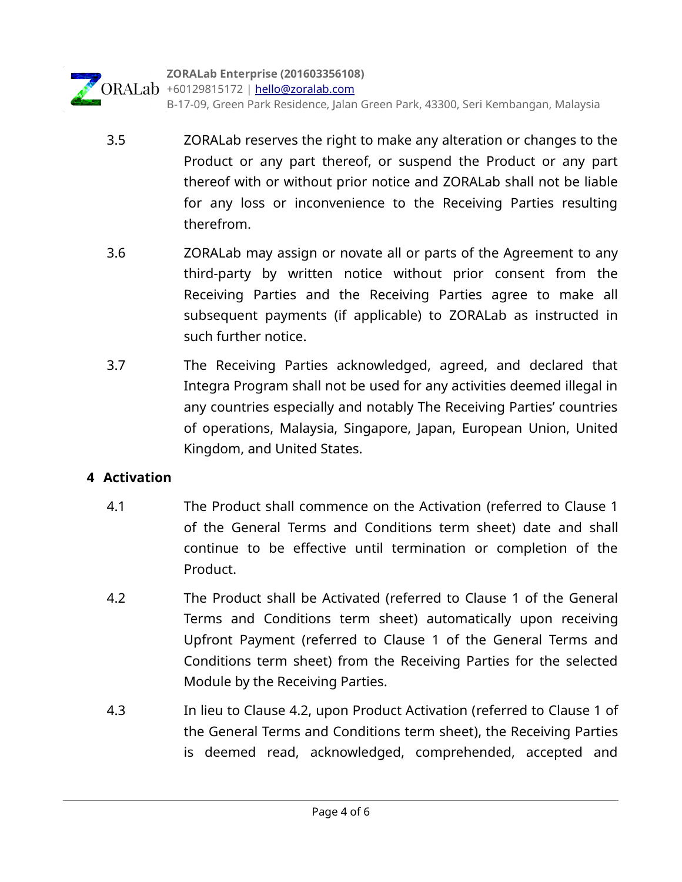3.5 ZORALab reserves the right to make any alteration or changes to the Product or any part thereof, or suspend the Product or any part thereof with or without prior notice and ZORALab shall not be liable for any loss or inconvenience to the Receiving Parties resulting therefrom.

3.6 ZORALab may assign or novate all or parts of the Agreement to any third-party by written notice without prior consent from the Receiving Parties and the Receiving Parties agree to make all subsequent payments (if applicable) to ZORALab as instructed in such further notice.

3.7 The Receiving Parties acknowledged, agreed, and declared that Integra Program shall not be used for any activities deemed illegal in any countries especially and notably The Receiving Parties' countries of operations, Malaysia, Singapore, Japan, European Union, United Kingdom, and United States.

## 4 Activation

4.1 The Product shall commence on the Activation (referred to Clause 1 of the General Terms and Conditions term sheet) date and shall continue to be effective until termination or completion of the Product.

4.2 The Product shall be Activated (referred to Clause 1 of the General Terms and Conditions term sheet) automatically upon receiving Upfront Payment (referred to Clause 1 of the General Terms and Conditions term sheet) from the Receiving Parties for the selected Module by the Receiving Parties.

4.3 In lieu to Clause 4.2, upon Product Activation (referred to Clause 1 of the General Terms and Conditions term sheet), the Receiving Parties is deemed read, acknowledged, comprehended, accepted and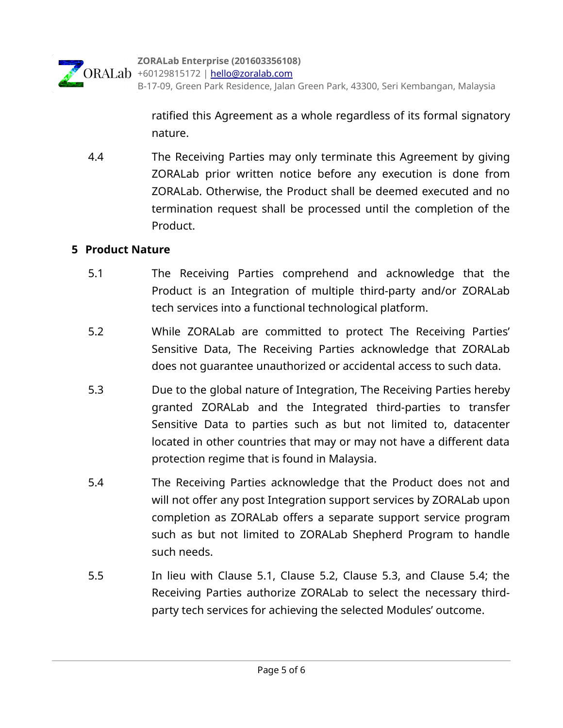ratified this Agreement as a whole regardless of its formal signatory nature.

4.4 The Receiving Parties may only terminate this Agreement by giving ZORALab prior written notice before any execution is done from ZORALab. Otherwise, the Product shall be deemed executed and no termination request shall be processed until the completion of the Product.

## 5 Product Nature

5.1 The Receiving Parties comprehend and acknowledge that the Product is an Integration of multiple third-party and/or ZORALab tech services into a functional technological platform.

5.2 While ZORALab are committed to protect The Receiving Parties' Sensitive Data, The Receiving Parties acknowledge that ZORALab does not guarantee unauthorized or accidental access to such data.

5.3 Due to the global nature of Integration, The Receiving Parties hereby granted ZORALab and the Integrated third-parties to transfer Sensitive Data to parties such as but not limited to, datacenter located in other countries that may or may not have a different data protection regime that is found in Malaysia.

5.4 The Receiving Parties acknowledge that the Product does not and will not offer any post Integration support services by ZORALab upon completion as ZORALab offers a separate support service program such as but not limited to ZORALab Shepherd Program to handle such needs.

5.5 In lieu with Clause 5.1, Clause 5.2, Clause 5.3, and Clause 5.4; the Receiving Parties authorize ZORALab to select the necessary third-party tech services for achieving the selected Modules' outcome.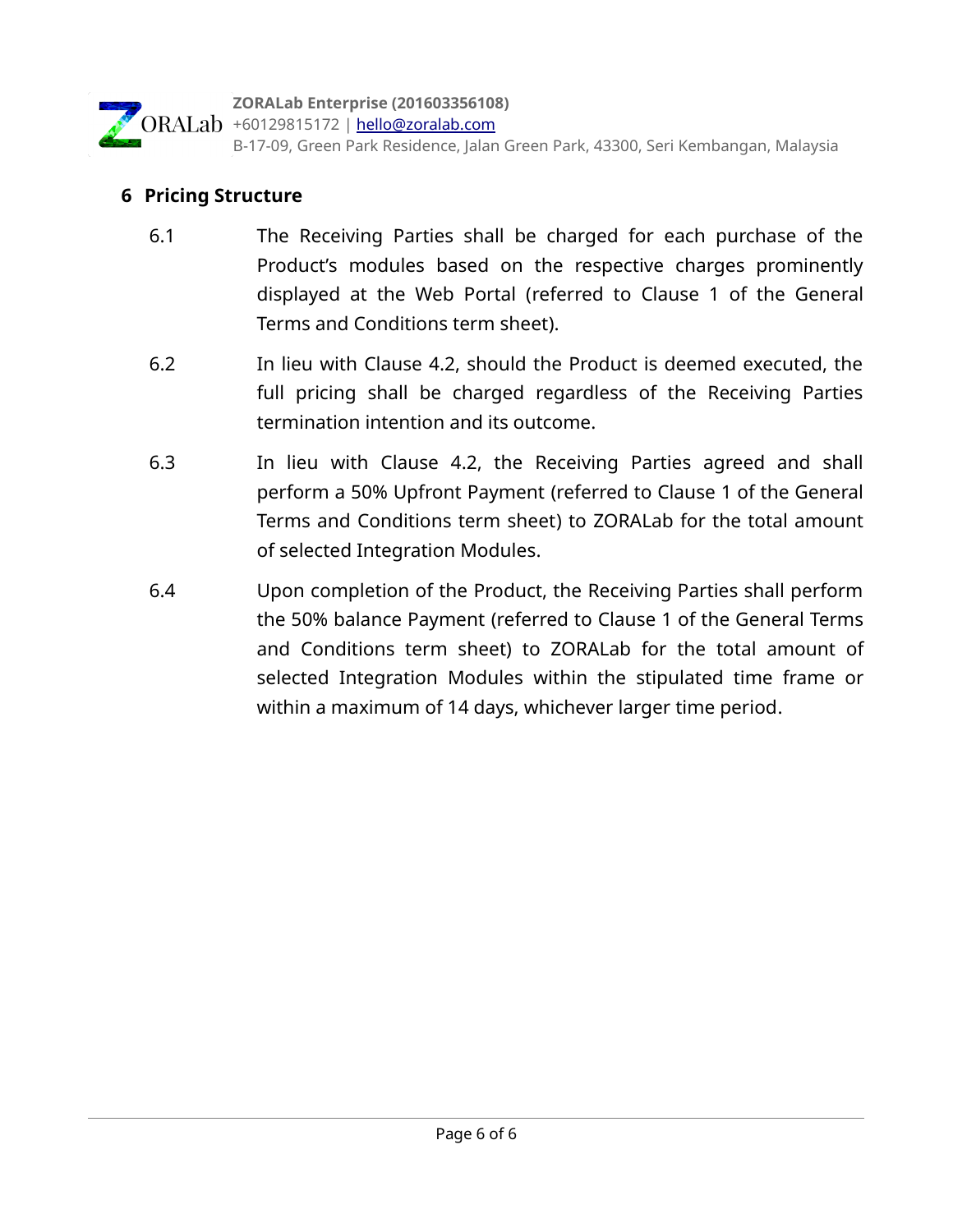## 6 Pricing Structure

6.1 The Receiving Parties shall be charged for each purchase of the Product's modules based on the respective charges prominently displayed at the Web Portal (referred to Clause 1 of the General Terms and Conditions term sheet).

6.2 In lieu with Clause 4.2, should the Product is deemed executed, the full pricing shall be charged regardless of the Receiving Parties termination intention and its outcome.

6.3 In lieu with Clause 4.2, the Receiving Parties agreed and shall perform a 50% Upfront Payment (referred to Clause 1 of the General Terms and Conditions term sheet) to ZORALab for the total amount of selected Integration Modules.

6.4 Upon completion of the Product, the Receiving Parties shall perform the 50% balance Payment (referred to Clause 1 of the General Terms and Conditions term sheet) to ZORALab for the total amount of selected Integration Modules within the stipulated time frame or within a maximum of 14 days, whichever larger time period.